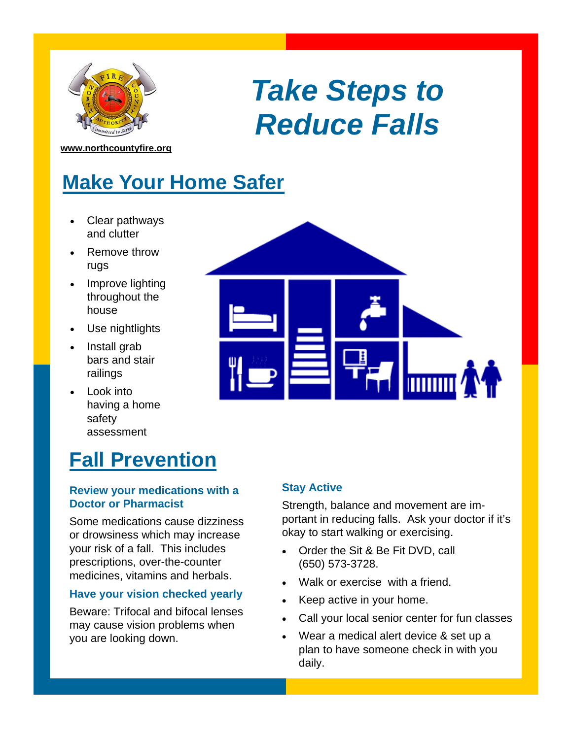www.northcountyfire.org

# *Take Steps to Reduce Falls*

## Make Your Home Safer

- Clear pathways and clutter
- Remove throw rugs
- Improve lighting throughout the house
- Use nightlights
- Install grab bars and stair railings
- Look into having a home safety assessment

## Fall Prevention

### Review your medications with a Doctor or Pharmacist

Some medications cause dizziness or drowsiness which may increase your risk of a fall. This includes prescriptions, over-the-counter medicines, vitamins and herbals.

### Have your vision checked yearly

Beware: Trifocal and bifocal lenses may cause vision problems when you are looking down.

### Stay Active

Strength, balance and movement are important in reducing falls. Ask your doctor if it's okay to start walking or exercising.

- Order the Sit & Be Fit DVD, call (650) 573-3728.
- Walk or exercise with a friend.
- Keep active in your home.
- Call your local senior center for fun classes
- Wear a medical alert device & set up a plan to have someone check in with you daily.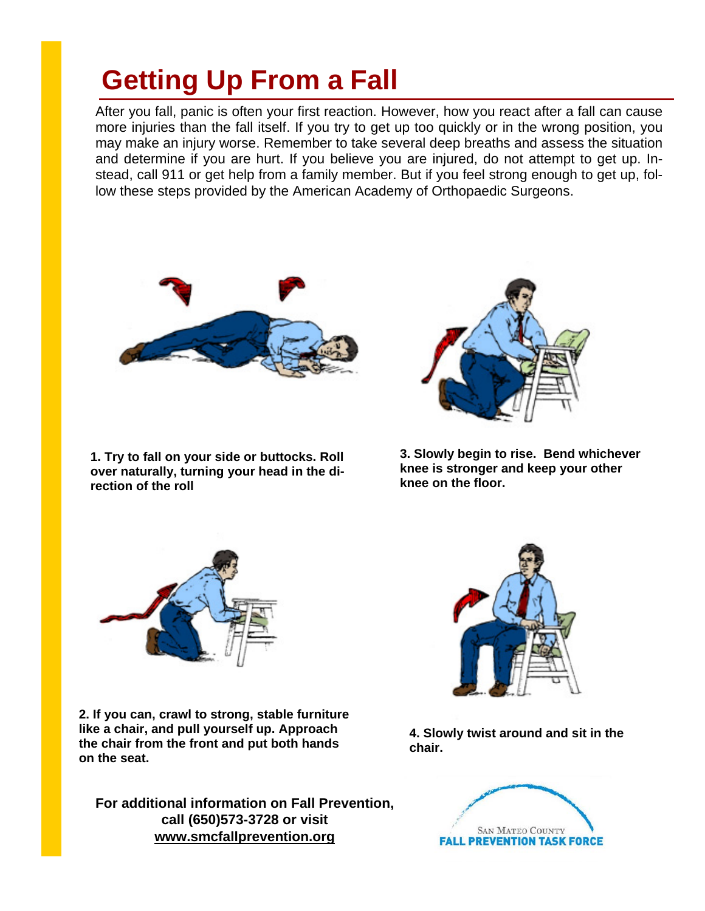# Getting Up From a Fall

After you fall, panic is often your first reaction. However, how you react after a fall can cause more injuries than the fall itself. If you try to get up too quickly or in the wrong position, you may make an injury worse. Remember to take several deep breaths and assess the situation and determine if you are hurt. If you believe you are injured, do not attempt to get up. Instead, call 911 or get help from a family member. But if you feel strong enough to get up, follow these steps provided by the American Academy of Orthopaedic Surgeons.

**1. Try to fall on your side or buttocks. Roll over naturally, turning your head in the direction of the roll**

**2. If you can, crawl to strong, stable furniture like a chair, and pull yourself up. Approach the chair from the front and put both hands on the seat.**

**3. Slowly begin to rise. Bend whichever knee is stronger and keep your other knee on the floor.**

**4. Slowly twist around and sit in the chair.**

**For additional information on Fall Prevention, call (650)573-3728 or visit www.smcfallprevention.org**

San Mateo County
FALL PREVENTION TASK FORCE